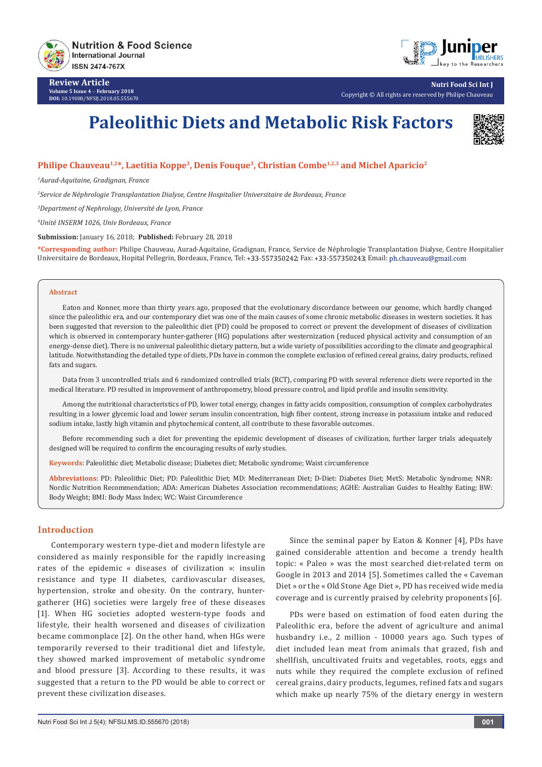Review Article
Volume 5 Issue 4 – February 2018
DOI: 10.19080/NFSIJ.2018.05.555670

Copyright © All rights are reserved by Philipe Chauveau

# Paleolithic Diets and Metabolic Risk Factors

**Philipe Chauveau[1,2*], Laetitia Koppe[3], Denis Fouque[3], Christian Combe[1,2,3] and Michel Aparicio[2]**

*[1]Aurad-Aquitaine, Gradignan, France*

*[2]Service de Néphrologie Transplantation Dialyse, Centre Hospitalier Universitaire de Bordeaux, France*

*[3]Department of Nephrology, Université de Lyon, France*

*[4]Unité INSERM 1026, Univ Bordeaux, France*

**Submission:** January 16, 2018; **Published:** February 28, 2018

**\*Corresponding author:** Philipe Chauveau, Aurad-Aquitaine, Gradignan, France, Service de Néphrologie Transplantation Dialyse, Centre Hospitalier Universitaire de Bordeaux, Hopital Pellegrin, Bordeaux, France, Tel: +33-557350242; Fax: +33-557350243; Email: ph.chauveau@gmail.com

## Abstract

Eaton and Konner, more than thirty years ago, proposed that the evolutionary discordance between our genome, which hardly changed since the paleolithic era, and our contemporary diet was one of the main causes of some chronic metabolic diseases in western societies. It has been suggested that reversion to the paleolithic diet (PD) could be proposed to correct or prevent the development of diseases of civilization which is observed in contemporary hunter-gatherer (HG) populations after westernization (reduced physical activity and consumption of an energy-dense diet). There is no universal paleolithic dietary pattern, but a wide variety of possibilities according to the climate and geographical latitude. Notwithstanding the detailed type of diets, PDs have in common the complete exclusion of refined cereal grains, dairy products, refined fats and sugars.

Data from 3 uncontrolled trials and 6 randomized controlled trials (RCT), comparing PD with several reference diets were reported in the medical literature. PD resulted in improvement of anthropometry, blood pressure control, and lipid profile and insulin sensitivity.

Among the nutritional characteristics of PD, lower total energy, changes in fatty acids composition, consumption of complex carbohydrates resulting in a lower glycemic load and lower serum insulin concentration, high fiber content, strong increase in potassium intake and reduced sodium intake, lastly high vitamin and phytochemical content, all contribute to these favorable outcomes.

Before recommending such a diet for preventing the epidemic development of diseases of civilization, further larger trials adequately designed will be required to confirm the encouraging results of early studies.

**Keywords:** Paleolithic diet; Metabolic disease; Diabetes diet; Metabolic syndrome; Waist circumference

**Abbreviations:** PD: Paleolithic Diet; PD: Paleolithic Diet; MD: Mediterranean Diet; D-Diet: Diabetes Diet; MetS: Metabolic Syndrome; NNR: Nordic Nutrition Recommendation; ADA: American Diabetes Association recommendations; AGHE: Australian Guides to Healthy Eating; BW: Body Weight; BMI: Body Mass Index; WC: Waist Circumference

## Introduction

Contemporary western type-diet and modern lifestyle are considered as mainly responsible for the rapidly increasing rates of the epidemic « diseases of civilization »: insulin resistance and type II diabetes, cardiovascular diseases, hypertension, stroke and obesity. On the contrary, hunter-gatherer (HG) societies were largely free of these diseases [1]. When HG societies adopted western-type foods and lifestyle, their health worsened and diseases of civilization became commonplace [2]. On the other hand, when HGs were temporarily reversed to their traditional diet and lifestyle, they showed marked improvement of metabolic syndrome and blood pressure [3]. According to these results, it was suggested that a return to the PD would be able to correct or prevent these civilization diseases.

Since the seminal paper by Eaton & Konner [4], PDs have gained considerable attention and become a trendy health topic: « Paleo » was the most searched diet-related term on Google in 2013 and 2014 [5]. Sometimes called the « Caveman Diet » or the « Old Stone Age Diet », PD has received wide media coverage and is currently praised by celebrity proponents [6].

PDs were based on estimation of food eaten during the Paleolithic era, before the advent of agriculture and animal husbandry i.e., 2 million - 10000 years ago. Such types of diet included lean meat from animals that grazed, fish and shellfish, uncultivated fruits and vegetables, roots, eggs and nuts while they required the complete exclusion of refined cereal grains, dairy products, legumes, refined fats and sugars which make up nearly 75% of the dietary energy in western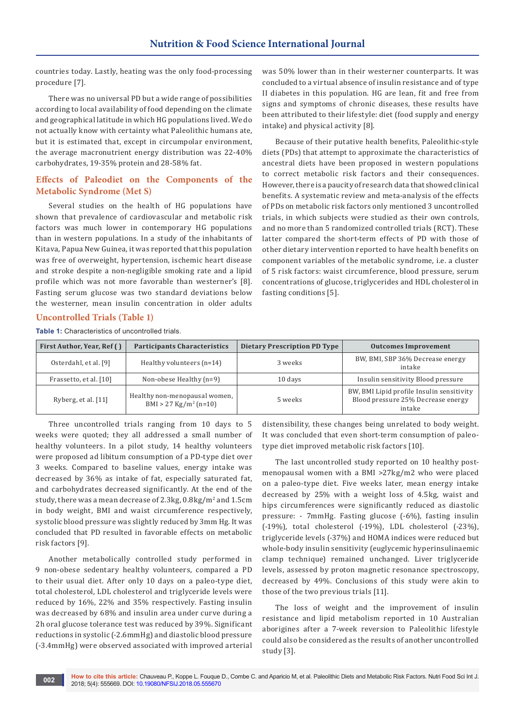countries today. Lastly, heating was the only food-processing procedure [7].

There was no universal PD but a wide range of possibilities according to local availability of food depending on the climate and geographical latitude in which HG populations lived. We do not actually know with certainty what Paleolithic humans ate, but it is estimated that, except in circumpolar environment, the average macronutrient energy distribution was 22-40% carbohydrates, 19-35% protein and 28-58% fat.

## Effects of Paleodiet on the Components of the Metabolic Syndrome (Met S)

Several studies on the health of HG populations have shown that prevalence of cardiovascular and metabolic risk factors was much lower in contemporary HG populations than in western populations. In a study of the inhabitants of Kitava, Papua New Guinea, it was reported that this population was free of overweight, hypertension, ischemic heart disease and stroke despite a non-negligible smoking rate and a lipid profile which was not more favorable than westerner's [8]. Fasting serum glucose was two standard deviations below the westerner, mean insulin concentration in older adults was 50% lower than in their westerner counterparts. It was concluded to a virtual absence of insulin resistance and of type II diabetes in this population. HG are lean, fit and free from signs and symptoms of chronic diseases, these results have been attributed to their lifestyle: diet (food supply and energy intake) and physical activity [8].

Because of their putative health benefits, Paleolithic-style diets (PDs) that attempt to approximate the characteristics of ancestral diets have been proposed in western populations to correct metabolic risk factors and their consequences. However, there is a paucity of research data that showed clinical benefits. A systematic review and meta-analysis of the effects of PDs on metabolic risk factors only mentioned 3 uncontrolled trials, in which subjects were studied as their own controls, and no more than 5 randomized controlled trials (RCT). These latter compared the short-term effects of PD with those of other dietary intervention reported to have health benefits on component variables of the metabolic syndrome, i.e. a cluster of 5 risk factors: waist circumference, blood pressure, serum concentrations of glucose, triglycerides and HDL cholesterol in fasting conditions [5].

## Uncontrolled Trials (Table 1)

**Table 1:** Characteristics of uncontrolled trials.

| First Author, Year, Ref ( ) | Participants Characteristics | Dietary Prescription PD Type | Outcomes Improvement |
|---|---|---|---|
| Osterdahl, et al. [9] | Healthy volunteers (n=14) | 3 weeks | BW, BMI, SBP 36% Decrease energy intake |
| Frassetto, et al. [10] | Non-obese Healthy (n=9) | 10 days | Insulin sensitivity Blood pressure |
| Ryberg, et al. [11] | Healthy non-menopausal women, BMI > 27 Kg/m$^2$ (n=10) | 5 weeks | BW, BMI Lipid profile Insulin sensitivity Blood pressure 25% Decrease energy intake |

Three uncontrolled trials ranging from 10 days to 5 weeks were quoted; they all addressed a small number of healthy volunteers. In a pilot study, 14 healthy volunteers were proposed ad libitum consumption of a PD-type diet over 3 weeks. Compared to baseline values, energy intake was decreased by 36% as intake of fat, especially saturated fat, and carbohydrates decreased significantly. At the end of the study, there was a mean decrease of 2.3kg, 0.8kg/m$^2$ and 1.5cm in body weight, BMI and waist circumference respectively, systolic blood pressure was slightly reduced by 3mm Hg. It was concluded that PD resulted in favorable effects on metabolic risk factors [9].

Another metabolically controlled study performed in 9 non-obese sedentary healthy volunteers, compared a PD to their usual diet. After only 10 days on a paleo-type diet, total cholesterol, LDL cholesterol and triglyceride levels were reduced by 16%, 22% and 35% respectively. Fasting insulin was decreased by 68% and insulin area under curve during a 2h oral glucose tolerance test was reduced by 39%. Significant reductions in systolic (-2.6mmHg) and diastolic blood pressure (-3.4mmHg) were observed associated with improved arterial distensibility, these changes being unrelated to body weight. It was concluded that even short-term consumption of paleo-type diet improved metabolic risk factors [10].

The last uncontrolled study reported on 10 healthy post-menopausal women with a BMI >27kg/m2 who were placed on a paleo-type diet. Five weeks later, mean energy intake decreased by 25% with a weight loss of 4.5kg, waist and hips circumferences were significantly reduced as diastolic pressure: - 7mmHg. Fasting glucose (-6%), fasting insulin (-19%), total cholesterol (-19%), LDL cholesterol (-23%), triglyceride levels (-37%) and HOMA indices were reduced but whole-body insulin sensitivity (euglycemic hyperinsulinaemic clamp technique) remained unchanged. Liver triglyceride levels, assessed by proton magnetic resonance spectroscopy, decreased by 49%. Conclusions of this study were akin to those of the two previous trials [11].

The loss of weight and the improvement of insulin resistance and lipid metabolism reported in 10 Australian aborigines after a 7-week reversion to Paleolithic lifestyle could also be considered as the results of another uncontrolled study [3].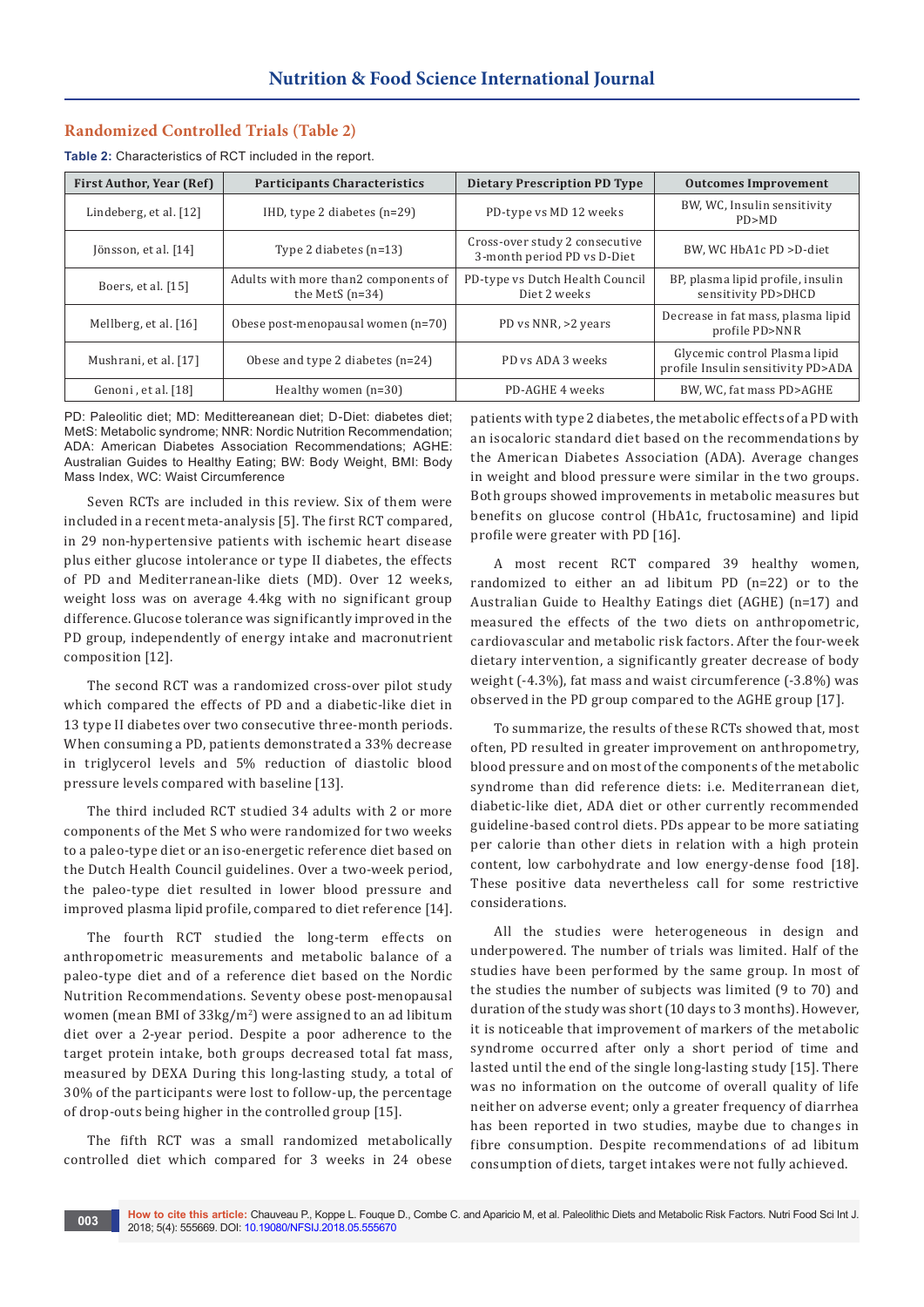## Randomized Controlled Trials (Table 2)

**Table 2:** Characteristics of RCT included in the report.

| First Author, Year (Ref) | Participants Characteristics | Dietary Prescription PD Type | Outcomes Improvement |
|---|---|---|---|
| Lindeberg, et al. [12] | IHD, type 2 diabetes (n=29) | PD-type vs MD 12 weeks | BW, WC, Insulin sensitivity PD>MD |
| Jönsson, et al. [14] | Type 2 diabetes (n=13) | Cross-over study 2 consecutive 3-month period PD vs D-Diet | BW, WC HbA1c PD >D-diet |
| Boers, et al. [15] | Adults with more than2 components of the MetS (n=34) | PD-type vs Dutch Health Council Diet 2 weeks | BP, plasma lipid profile, insulin sensitivity PD>DHCD |
| Mellberg, et al. [16] | Obese post-menopausal women (n=70) | PD vs NNR, >2 years | Decrease in fat mass, plasma lipid profile PD>NNR |
| Mushrani, et al. [17] | Obese and type 2 diabetes (n=24) | PD vs ADA 3 weeks | Glycemic control Plasma lipid profile Insulin sensitivity PD>ADA |
| Genoni , et al. [18] | Healthy women (n=30) | PD-AGHE 4 weeks | BW, WC, fat mass PD>AGHE |

PD: Paleolitic diet; MD: Medittereanean diet; D-Diet: diabetes diet; MetS: Metabolic syndrome; NNR: Nordic Nutrition Recommendation; ADA: American Diabetes Association Recommendations; AGHE: Australian Guides to Healthy Eating; BW: Body Weight, BMI: Body Mass Index, WC: Waist Circumference

Seven RCTs are included in this review. Six of them were included in a recent meta-analysis [5]. The first RCT compared, in 29 non-hypertensive patients with ischemic heart disease plus either glucose intolerance or type II diabetes, the effects of PD and Mediterranean-like diets (MD). Over 12 weeks, weight loss was on average 4.4kg with no significant group difference. Glucose tolerance was significantly improved in the PD group, independently of energy intake and macronutrient composition [12].

The second RCT was a randomized cross-over pilot study which compared the effects of PD and a diabetic-like diet in 13 type II diabetes over two consecutive three-month periods. When consuming a PD, patients demonstrated a 33% decrease in triglycerol levels and 5% reduction of diastolic blood pressure levels compared with baseline [13].

The third included RCT studied 34 adults with 2 or more components of the Met S who were randomized for two weeks to a paleo-type diet or an iso-energetic reference diet based on the Dutch Health Council guidelines. Over a two-week period, the paleo-type diet resulted in lower blood pressure and improved plasma lipid profile, compared to diet reference [14].

The fourth RCT studied the long-term effects on anthropometric measurements and metabolic balance of a paleo-type diet and of a reference diet based on the Nordic Nutrition Recommendations. Seventy obese post-menopausal women (mean BMI of 33kg/m$^2$) were assigned to an ad libitum diet over a 2-year period. Despite a poor adherence to the target protein intake, both groups decreased total fat mass, measured by DEXA During this long-lasting study, a total of 30% of the participants were lost to follow-up, the percentage of drop-outs being higher in the controlled group [15].

The fifth RCT was a small randomized metabolically controlled diet which compared for 3 weeks in 24 obese patients with type 2 diabetes, the metabolic effects of a PD with an isocaloric standard diet based on the recommendations by the American Diabetes Association (ADA). Average changes in weight and blood pressure were similar in the two groups. Both groups showed improvements in metabolic measures but benefits on glucose control (HbA1c, fructosamine) and lipid profile were greater with PD [16].

A most recent RCT compared 39 healthy women, randomized to either an ad libitum PD (n=22) or to the Australian Guide to Healthy Eatings diet (AGHE) (n=17) and measured the effects of the two diets on anthropometric, cardiovascular and metabolic risk factors. After the four-week dietary intervention, a significantly greater decrease of body weight (-4.3%), fat mass and waist circumference (-3.8%) was observed in the PD group compared to the AGHE group [17].

To summarize, the results of these RCTs showed that, most often, PD resulted in greater improvement on anthropometry, blood pressure and on most of the components of the metabolic syndrome than did reference diets: i.e. Mediterranean diet, diabetic-like diet, ADA diet or other currently recommended guideline-based control diets. PDs appear to be more satiating per calorie than other diets in relation with a high protein content, low carbohydrate and low energy-dense food [18]. These positive data nevertheless call for some restrictive considerations.

All the studies were heterogeneous in design and underpowered. The number of trials was limited. Half of the studies have been performed by the same group. In most of the studies the number of subjects was limited (9 to 70) and duration of the study was short (10 days to 3 months). However, it is noticeable that improvement of markers of the metabolic syndrome occurred after only a short period of time and lasted until the end of the single long-lasting study [15]. There was no information on the outcome of overall quality of life neither on adverse event; only a greater frequency of diarrhea has been reported in two studies, maybe due to changes in fibre consumption. Despite recommendations of ad libitum consumption of diets, target intakes were not fully achieved.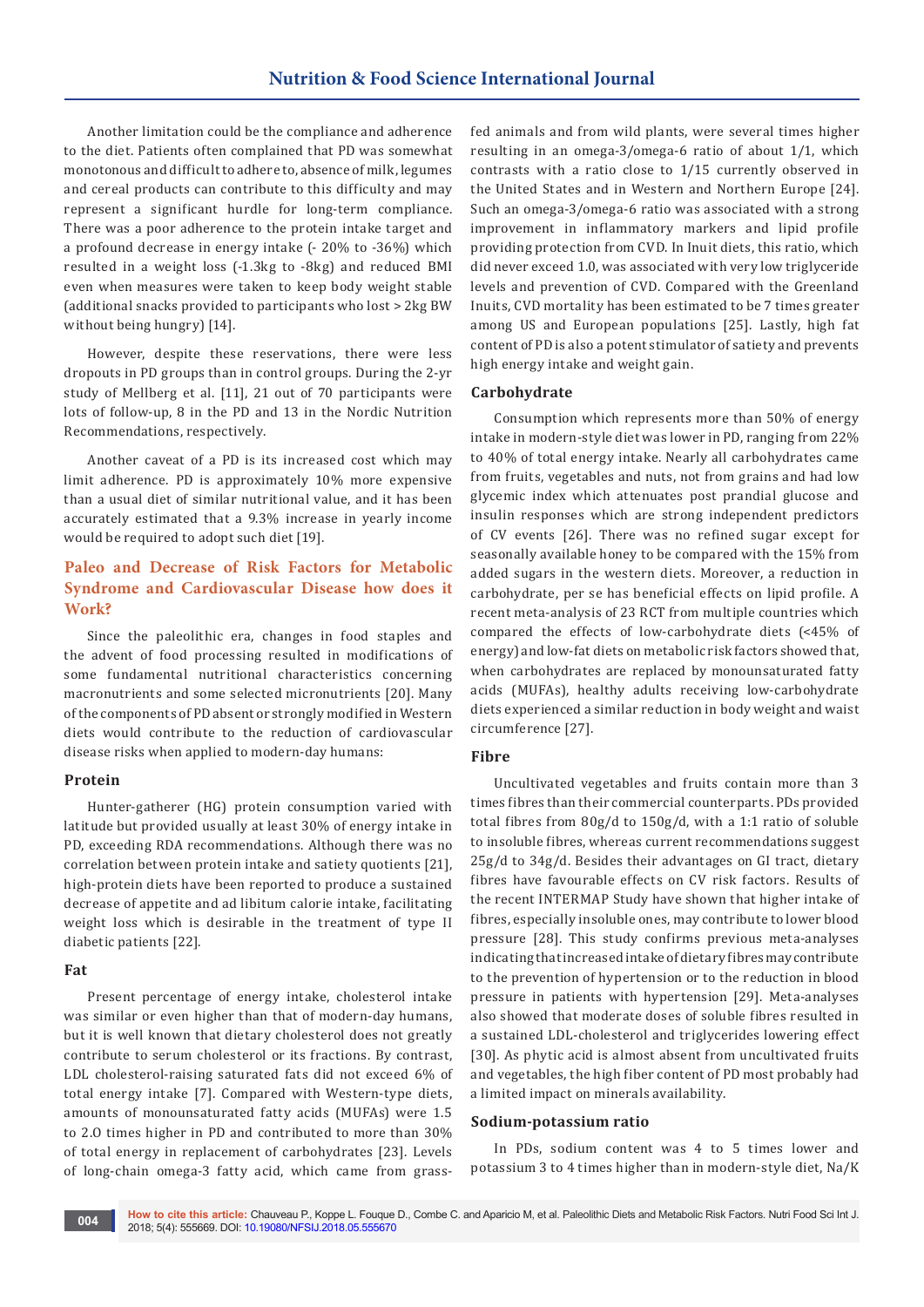Another limitation could be the compliance and adherence to the diet. Patients often complained that PD was somewhat monotonous and difficult to adhere to, absence of milk, legumes and cereal products can contribute to this difficulty and may represent a significant hurdle for long-term compliance. There was a poor adherence to the protein intake target and a profound decrease in energy intake (- 20% to -36%) which resulted in a weight loss (-1.3kg to -8kg) and reduced BMI even when measures were taken to keep body weight stable (additional snacks provided to participants who lost > 2kg BW without being hungry) [14].

However, despite these reservations, there were less dropouts in PD groups than in control groups. During the 2-yr study of Mellberg et al. [11], 21 out of 70 participants were lots of follow-up, 8 in the PD and 13 in the Nordic Nutrition Recommendations, respectively.

Another caveat of a PD is its increased cost which may limit adherence. PD is approximately 10% more expensive than a usual diet of similar nutritional value, and it has been accurately estimated that a 9.3% increase in yearly income would be required to adopt such diet [19].

## Paleo and Decrease of Risk Factors for Metabolic Syndrome and Cardiovascular Disease how does it Work?

Since the paleolithic era, changes in food staples and the advent of food processing resulted in modifications of some fundamental nutritional characteristics concerning macronutrients and some selected micronutrients [20]. Many of the components of PD absent or strongly modified in Western diets would contribute to the reduction of cardiovascular disease risks when applied to modern-day humans:

### Protein

Hunter-gatherer (HG) protein consumption varied with latitude but provided usually at least 30% of energy intake in PD, exceeding RDA recommendations. Although there was no correlation between protein intake and satiety quotients [21], high-protein diets have been reported to produce a sustained decrease of appetite and ad libitum calorie intake, facilitating weight loss which is desirable in the treatment of type II diabetic patients [22].

### Fat

Present percentage of energy intake, cholesterol intake was similar or even higher than that of modern-day humans, but it is well known that dietary cholesterol does not greatly contribute to serum cholesterol or its fractions. By contrast, LDL cholesterol-raising saturated fats did not exceed 6% of total energy intake [7]. Compared with Western-type diets, amounts of monounsaturated fatty acids (MUFAs) were 1.5 to 2.0 times higher in PD and contributed to more than 30% of total energy in replacement of carbohydrates [23]. Levels of long-chain omega-3 fatty acid, which came from grass-fed animals and from wild plants, were several times higher resulting in an omega-3/omega-6 ratio of about 1/1, which contrasts with a ratio close to 1/15 currently observed in the United States and in Western and Northern Europe [24]. Such an omega-3/omega-6 ratio was associated with a strong improvement in inflammatory markers and lipid profile providing protection from CVD. In Inuit diets, this ratio, which did never exceed 1.0, was associated with very low triglyceride levels and prevention of CVD. Compared with the Greenland Inuits, CVD mortality has been estimated to be 7 times greater among US and European populations [25]. Lastly, high fat content of PD is also a potent stimulator of satiety and prevents high energy intake and weight gain.

### Carbohydrate

Consumption which represents more than 50% of energy intake in modern-style diet was lower in PD, ranging from 22% to 40% of total energy intake. Nearly all carbohydrates came from fruits, vegetables and nuts, not from grains and had low glycemic index which attenuates post prandial glucose and insulin responses which are strong independent predictors of CV events [26]. There was no refined sugar except for seasonally available honey to be compared with the 15% from added sugars in the western diets. Moreover, a reduction in carbohydrate, per se has beneficial effects on lipid profile. A recent meta-analysis of 23 RCT from multiple countries which compared the effects of low-carbohydrate diets (<45% of energy) and low-fat diets on metabolic risk factors showed that, when carbohydrates are replaced by monounsaturated fatty acids (MUFAs), healthy adults receiving low-carbohydrate diets experienced a similar reduction in body weight and waist circumference [27].

### Fibre

Uncultivated vegetables and fruits contain more than 3 times fibres than their commercial counterparts. PDs provided total fibres from 80g/d to 150g/d, with a 1:1 ratio of soluble to insoluble fibres, whereas current recommendations suggest 25g/d to 34g/d. Besides their advantages on GI tract, dietary fibres have favourable effects on CV risk factors. Results of the recent INTERMAP Study have shown that higher intake of fibres, especially insoluble ones, may contribute to lower blood pressure [28]. This study confirms previous meta-analyses indicating that increased intake of dietary fibres may contribute to the prevention of hypertension or to the reduction in blood pressure in patients with hypertension [29]. Meta-analyses also showed that moderate doses of soluble fibres resulted in a sustained LDL-cholesterol and triglycerides lowering effect [30]. As phytic acid is almost absent from uncultivated fruits and vegetables, the high fiber content of PD most probably had a limited impact on minerals availability.

### Sodium-potassium ratio

In PDs, sodium content was 4 to 5 times lower and potassium 3 to 4 times higher than in modern-style diet, Na/K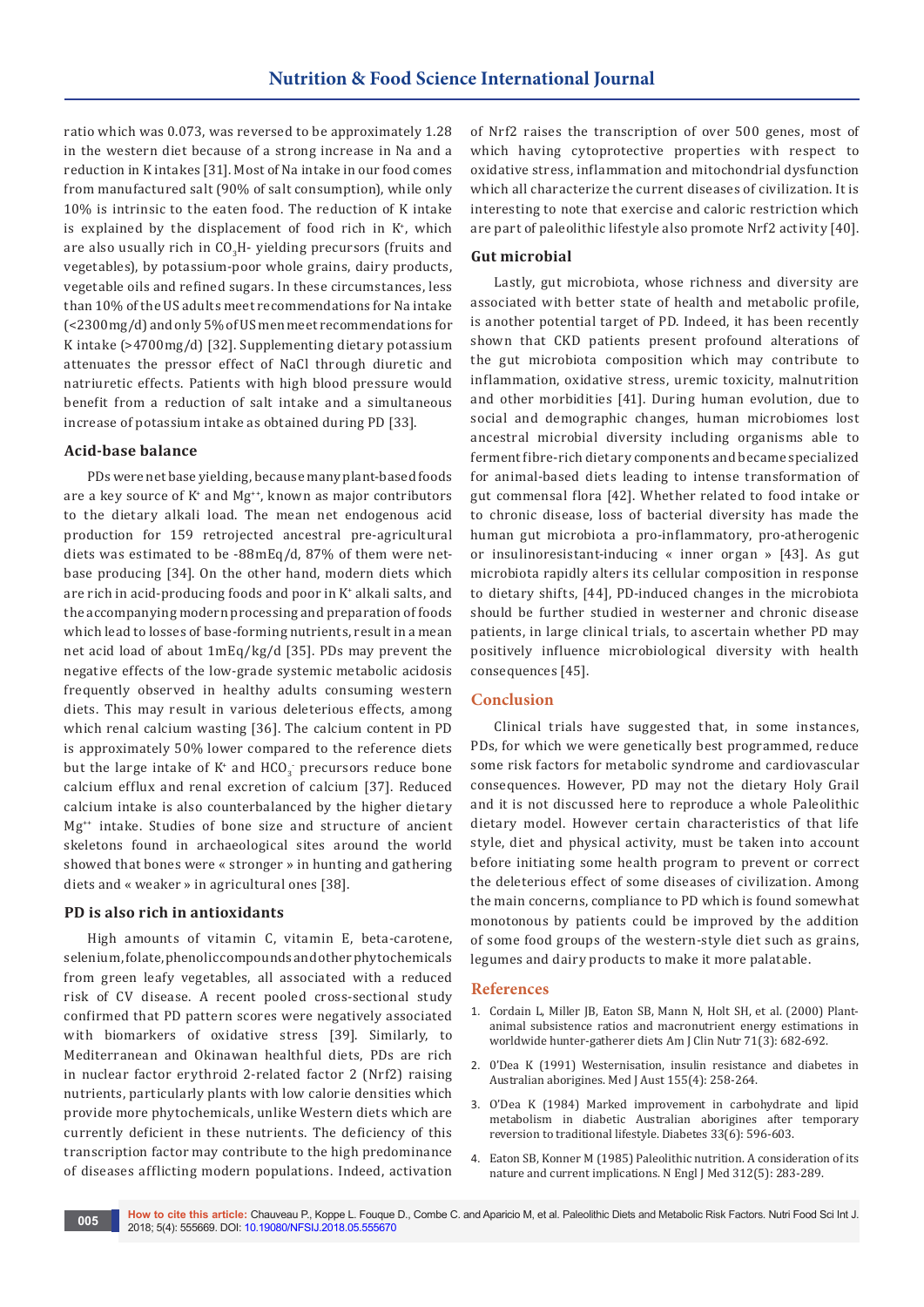ratio which was 0.073, was reversed to be approximately 1.28 in the western diet because of a strong increase in Na and a reduction in K intakes [31]. Most of Na intake in our food comes from manufactured salt (90% of salt consumption), while only 10% is intrinsic to the eaten food. The reduction of K intake is explained by the displacement of food rich in $K^+$, which are also usually rich in $CO_3H$- yielding precursors (fruits and vegetables), by potassium-poor whole grains, dairy products, vegetable oils and refined sugars. In these circumstances, less than 10% of the US adults meet recommendations for Na intake (<2300mg/d) and only 5% of US men meet recommendations for K intake (>4700mg/d) [32]. Supplementing dietary potassium attenuates the pressor effect of NaCl through diuretic and natriuretic effects. Patients with high blood pressure would benefit from a reduction of salt intake and a simultaneous increase of potassium intake as obtained during PD [33].

### Acid-base balance

PDs were net base yielding, because many plant-based foods are a key source of $K^+$ and $Mg^{++}$, known as major contributors to the dietary alkali load. The mean net endogenous acid production for 159 retrojected ancestral pre-agricultural diets was estimated to be -88mEq/d, 87% of them were net-base producing [34]. On the other hand, modern diets which are rich in acid-producing foods and poor in $K^+$ alkali salts, and the accompanying modern processing and preparation of foods which lead to losses of base-forming nutrients, result in a mean net acid load of about 1mEq/kg/d [35]. PDs may prevent the negative effects of the low-grade systemic metabolic acidosis frequently observed in healthy adults consuming western diets. This may result in various deleterious effects, among which renal calcium wasting [36]. The calcium content in PD is approximately 50% lower compared to the reference diets but the large intake of $K^+$ and $HCO_3^-$ precursors reduce bone calcium efflux and renal excretion of calcium [37]. Reduced calcium intake is also counterbalanced by the higher dietary $Mg^{++}$ intake. Studies of bone size and structure of ancient skeletons found in archaeological sites around the world showed that bones were « stronger » in hunting and gathering diets and « weaker » in agricultural ones [38].

### PD is also rich in antioxidants

High amounts of vitamin C, vitamin E, beta-carotene, selenium, folate, phenolic compounds and other phytochemicals from green leafy vegetables, all associated with a reduced risk of CV disease. A recent pooled cross-sectional study confirmed that PD pattern scores were negatively associated with biomarkers of oxidative stress [39]. Similarly, to Mediterranean and Okinawan healthful diets, PDs are rich in nuclear factor erythroid 2-related factor 2 (Nrf2) raising nutrients, particularly plants with low calorie densities which provide more phytochemicals, unlike Western diets which are currently deficient in these nutrients. The deficiency of this transcription factor may contribute to the high predominance of diseases afflicting modern populations. Indeed, activation of Nrf2 raises the transcription of over 500 genes, most of which having cytoprotective properties with respect to oxidative stress, inflammation and mitochondrial dysfunction which all characterize the current diseases of civilization. It is interesting to note that exercise and caloric restriction which are part of paleolithic lifestyle also promote Nrf2 activity [40].

### Gut microbial

Lastly, gut microbiota, whose richness and diversity are associated with better state of health and metabolic profile, is another potential target of PD. Indeed, it has been recently shown that CKD patients present profound alterations of the gut microbiota composition which may contribute to inflammation, oxidative stress, uremic toxicity, malnutrition and other morbidities [41]. During human evolution, due to social and demographic changes, human microbiomes lost ancestral microbial diversity including organisms able to ferment fibre-rich dietary components and became specialized for animal-based diets leading to intense transformation of gut commensal flora [42]. Whether related to food intake or to chronic disease, loss of bacterial diversity has made the human gut microbiota a pro-inflammatory, pro-atherogenic or insulinoresistant-inducing « inner organ » [43]. As gut microbiota rapidly alters its cellular composition in response to dietary shifts, [44], PD-induced changes in the microbiota should be further studied in westerner and chronic disease patients, in large clinical trials, to ascertain whether PD may positively influence microbiological diversity with health consequences [45].

## Conclusion

Clinical trials have suggested that, in some instances, PDs, for which we were genetically best programmed, reduce some risk factors for metabolic syndrome and cardiovascular consequences. However, PD may not the dietary Holy Grail and it is not discussed here to reproduce a whole Paleolithic dietary model. However certain characteristics of that life style, diet and physical activity, must be taken into account before initiating some health program to prevent or correct the deleterious effect of some diseases of civilization. Among the main concerns, compliance to PD which is found somewhat monotonous by patients could be improved by the addition of some food groups of the western-style diet such as grains, legumes and dairy products to make it more palatable.

## References

1. Cordain L, Miller JB, Eaton SB, Mann N, Holt SH, et al. (2000) Plant-animal subsistence ratios and macronutrient energy estimations in worldwide hunter-gatherer diets Am J Clin Nutr 71(3): 682-692.
2. O'Dea K (1991) Westernisation, insulin resistance and diabetes in Australian aborigines. Med J Aust 155(4): 258-264.
3. O'Dea K (1984) Marked improvement in carbohydrate and lipid metabolism in diabetic Australian aborigines after temporary reversion to traditional lifestyle. Diabetes 33(6): 596-603.
4. Eaton SB, Konner M (1985) Paleolithic nutrition. A consideration of its nature and current implications. N Engl J Med 312(5): 283-289.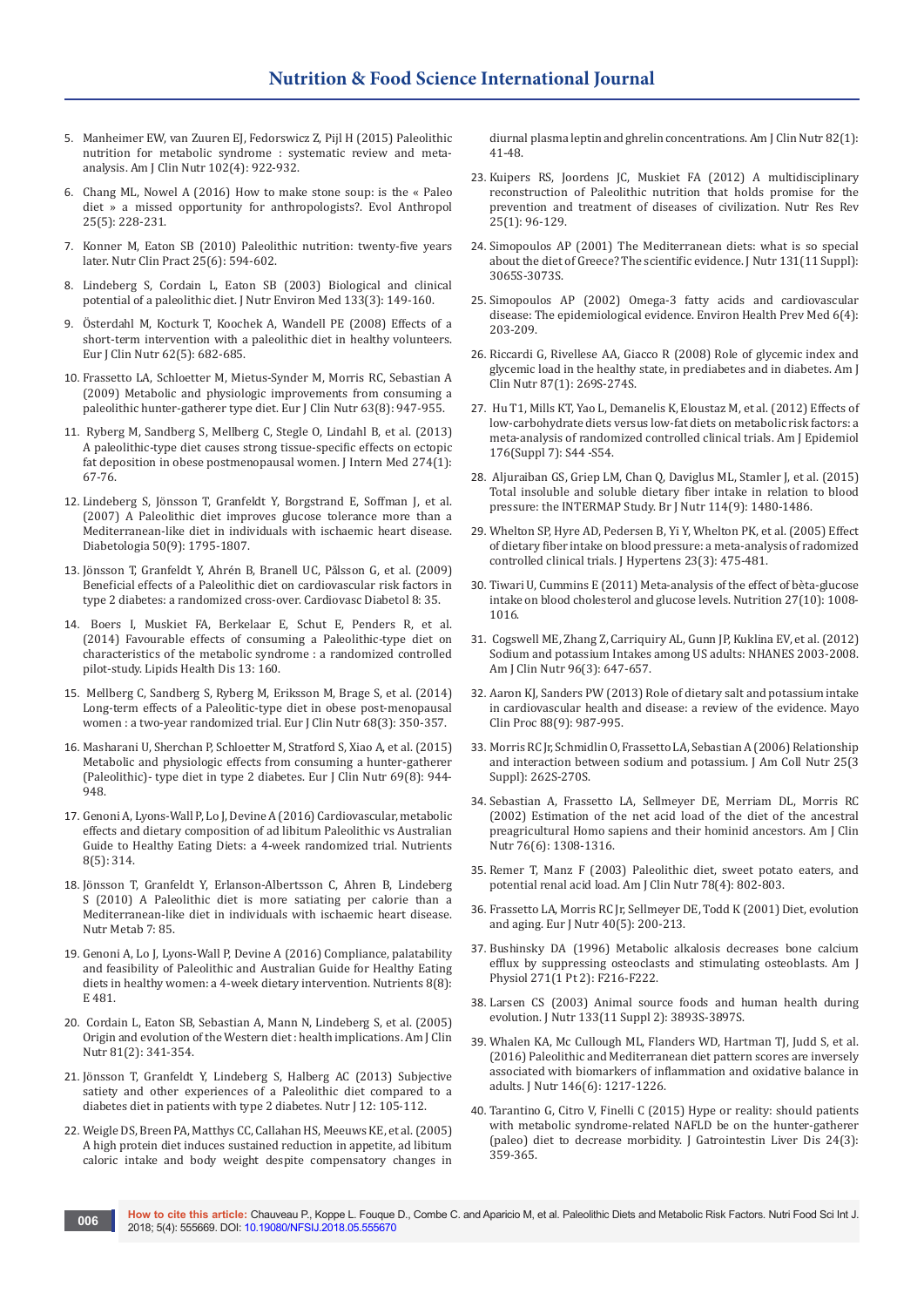5. Manheimer EW, van Zuuren EJ, Fedorswicz Z, Pijl H (2015) Paleolithic nutrition for metabolic syndrome : systematic review and meta-analysis. Am J Clin Nutr 102(4): 922-932.
6. Chang ML, Nowel A (2016) How to make stone soup: is the « Paleo diet » a missed opportunity for anthropologists?. Evol Anthropol 25(5): 228-231.
7. Konner M, Eaton SB (2010) Paleolithic nutrition: twenty-five years later. Nutr Clin Pract 25(6): 594-602.
8. Lindeberg S, Cordain L, Eaton SB (2003) Biological and clinical potential of a paleolithic diet. J Nutr Environ Med 133(3): 149-160.
9. Österdahl M, Kocturk T, Koochek A, Wandell PE (2008) Effects of a short-term intervention with a paleolithic diet in healthy volunteers. Eur J Clin Nutr 62(5): 682-685.
10. Frassetto LA, Schloetter M, Mietus-Synder M, Morris RC, Sebastian A (2009) Metabolic and physiologic improvements from consuming a paleolithic hunter-gatherer type diet. Eur J Clin Nutr 63(8): 947-955.
11. Ryberg M, Sandberg S, Mellberg C, Stegle O, Lindahl B, et al. (2013) A paleolithic-type diet causes strong tissue-specific effects on ectopic fat deposition in obese postmenopausal women. J Intern Med 274(1): 67-76.
12. Lindeberg S, Jönsson T, Granfeldt Y, Borgstrand E, Soffman J, et al. (2007) A Paleolithic diet improves glucose tolerance more than a Mediterranean-like diet in individuals with ischaemic heart disease. Diabetologia 50(9): 1795-1807.
13. Jönsson T, Granfeldt Y, Ahrén B, Branell UC, Pålsson G, et al. (2009) Beneficial effects of a Paleolithic diet on cardiovascular risk factors in type 2 diabetes: a randomized cross-over. Cardiovasc Diabetol 8: 35.
14. Boers I, Muskiet FA, Berkelaar E, Schut E, Penders R, et al. (2014) Favourable effects of consuming a Paleolithic-type diet on characteristics of the metabolic syndrome : a randomized controlled pilot-study. Lipids Health Dis 13: 160.
15. Mellberg C, Sandberg S, Ryberg M, Eriksson M, Brage S, et al. (2014) Long-term effects of a Paleolitic-type diet in obese post-menopausal women : a two-year randomized trial. Eur J Clin Nutr 68(3): 350-357.
16. Masharani U, Sherchan P, Schloetter M, Stratford S, Xiao A, et al. (2015) Metabolic and physiologic effects from consuming a hunter-gatherer (Paleolithic)- type diet in type 2 diabetes. Eur J Clin Nutr 69(8): 944-948.
17. Genoni A, Lyons-Wall P, Lo J, Devine A (2016) Cardiovascular, metabolic effects and dietary composition of ad libitum Paleolithic vs Australian Guide to Healthy Eating Diets: a 4-week randomized trial. Nutrients 8(5): 314.
18. Jönsson T, Granfeldt Y, Erlanson-Albertsson C, Ahren B, Lindeberg S (2010) A Paleolithic diet is more satiating per calorie than a Mediterranean-like diet in individuals with ischaemic heart disease. Nutr Metab 7: 85.
19. Genoni A, Lo J, Lyons-Wall P, Devine A (2016) Compliance, palatability and feasibility of Paleolithic and Australian Guide for Healthy Eating diets in healthy women: a 4-week dietary intervention. Nutrients 8(8): E 481.
20. Cordain L, Eaton SB, Sebastian A, Mann N, Lindeberg S, et al. (2005) Origin and evolution of the Western diet : health implications. Am J Clin Nutr 81(2): 341-354.
21. Jönsson T, Granfeldt Y, Lindeberg S, Halberg AC (2013) Subjective satiety and other experiences of a Paleolithic diet compared to a diabetes diet in patients with type 2 diabetes. Nutr J 12: 105-112.
22. Weigle DS, Breen PA, Matthys CC, Callahan HS, Meeuws KE, et al. (2005) A high protein diet induces sustained reduction in appetite, ad libitum caloric intake and body weight despite compensatory changes in diurnal plasma leptin and ghrelin concentrations. Am J Clin Nutr 82(1): 41-48.
23. Kuipers RS, Joordens JC, Muskiet FA (2012) A multidisciplinary reconstruction of Paleolithic nutrition that holds promise for the prevention and treatment of diseases of civilization. Nutr Res Rev 25(1): 96-129.
24. Simopoulos AP (2001) The Mediterranean diets: what is so special about the diet of Greece? The scientific evidence. J Nutr 131(11 Suppl): 3065S-3073S.
25. Simopoulos AP (2002) Omega-3 fatty acids and cardiovascular disease: The epidemiological evidence. Environ Health Prev Med 6(4): 203-209.
26. Riccardi G, Rivellese AA, Giacco R (2008) Role of glycemic index and glycemic load in the healthy state, in prediabetes and in diabetes. Am J Clin Nutr 87(1): 269S-274S.
27. Hu T1, Mills KT, Yao L, Demanelis K, Eloustaz M, et al. (2012) Effects of low-carbohydrate diets versus low-fat diets on metabolic risk factors: a meta-analysis of randomized controlled clinical trials. Am J Epidemiol 176(Suppl 7): S44 -S54.
28. Aljuraiban GS, Griep LM, Chan Q, Daviglus ML, Stamler J, et al. (2015) Total insoluble and soluble dietary fiber intake in relation to blood pressure: the INTERMAP Study. Br J Nutr 114(9): 1480-1486.
29. Whelton SP, Hyre AD, Pedersen B, Yi Y, Whelton PK, et al. (2005) Effect of dietary fiber intake on blood pressure: a meta-analysis of radomized controlled clinical trials. J Hypertens 23(3): 475-481.
30. Tiwari U, Cummins E (2011) Meta-analysis of the effect of bèta-glucose intake on blood cholesterol and glucose levels. Nutrition 27(10): 1008-1016.
31. Cogswell ME, Zhang Z, Carriquiry AL, Gunn JP, Kuklina EV, et al. (2012) Sodium and potassium Intakes among US adults: NHANES 2003-2008. Am J Clin Nutr 96(3): 647-657.
32. Aaron KJ, Sanders PW (2013) Role of dietary salt and potassium intake in cardiovascular health and disease: a review of the evidence. Mayo Clin Proc 88(9): 987-995.
33. Morris RC Jr, Schmidlin O, Frassetto LA, Sebastian A (2006) Relationship and interaction between sodium and potassium. J Am Coll Nutr 25(3 Suppl): 262S-270S.
34. Sebastian A, Frassetto LA, Sellmeyer DE, Merriam DL, Morris RC (2002) Estimation of the net acid load of the diet of the ancestral preagricultural Homo sapiens and their hominid ancestors. Am J Clin Nutr 76(6): 1308-1316.
35. Remer T, Manz F (2003) Paleolithic diet, sweet potato eaters, and potential renal acid load. Am J Clin Nutr 78(4): 802-803.
36. Frassetto LA, Morris RC Jr, Sellmeyer DE, Todd K (2001) Diet, evolution and aging. Eur J Nutr 40(5): 200-213.
37. Bushinsky DA (1996) Metabolic alkalosis decreases bone calcium efflux by suppressing osteoclasts and stimulating osteoblasts. Am J Physiol 271(1 Pt 2): F216-F222.
38. Larsen CS (2003) Animal source foods and human health during evolution. J Nutr 133(11 Suppl 2): 3893S-3897S.
39. Whalen KA, Mc Cullough ML, Flanders WD, Hartman TJ, Judd S, et al. (2016) Paleolithic and Mediterranean diet pattern scores are inversely associated with biomarkers of inflammation and oxidative balance in adults. J Nutr 146(6): 1217-1226.
40. Tarantino G, Citro V, Finelli C (2015) Hype or reality: should patients with metabolic syndrome-related NAFLD be on the hunter-gatherer (paleo) diet to decrease morbidity. J Gatrointestin Liver Dis 24(3): 359-365.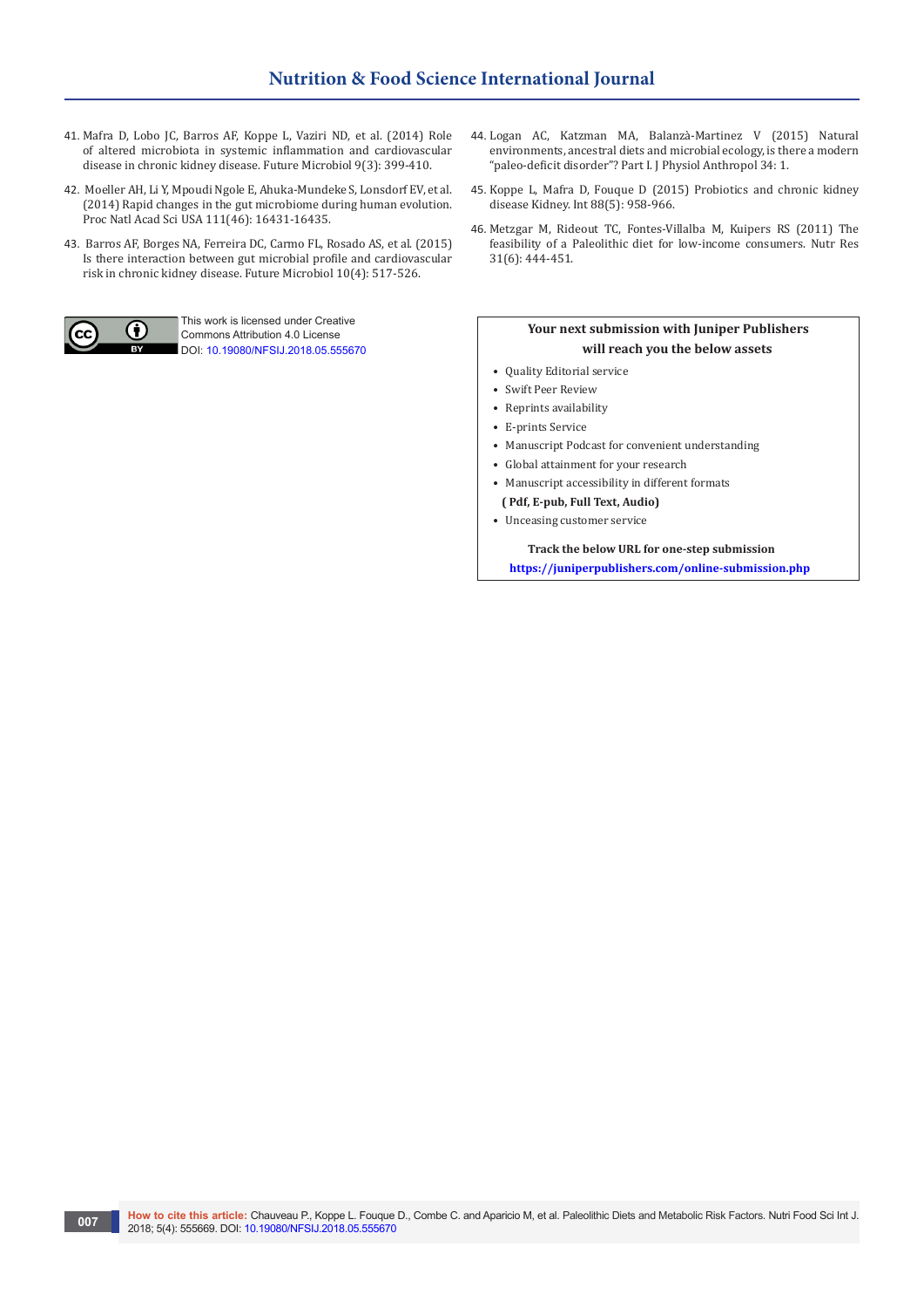41. Mafra D, Lobo JC, Barros AF, Koppe L, Vaziri ND, et al. (2014) Role of altered microbiota in systemic inflammation and cardiovascular disease in chronic kidney disease. Future Microbiol 9(3): 399-410.

42. Moeller AH, Li Y, Mpoudi Ngole E, Ahuka-Mundeke S, Lonsdorf EV, et al. (2014) Rapid changes in the gut microbiome during human evolution. Proc Natl Acad Sci USA 111(46): 16431-16435.

43. Barros AF, Borges NA, Ferreira DC, Carmo FL, Rosado AS, et al. (2015) Is there interaction between gut microbial profile and cardiovascular risk in chronic kidney disease. Future Microbiol 10(4): 517-526.

44. Logan AC, Katzman MA, Balanzà-Martinez V (2015) Natural environments, ancestral diets and microbial ecology, is there a modern "paleo-deficit disorder"? Part I. J Physiol Anthropol 34: 1.

45. Koppe L, Mafra D, Fouque D (2015) Probiotics and chronic kidney disease Kidney. Int 88(5): 958-966.

46. Metzgar M, Rideout TC, Fontes-Villalba M, Kuipers RS (2011) The feasibility of a Paleolithic diet for low-income consumers. Nutr Res 31(6): 444-451.

This work is licensed under Creative Commons Attribution 4.0 License
DOI: 10.19080/NFSIJ.2018.05.555670

**Your next submission with Juniper Publishers will reach you the below assets**

- Quality Editorial service
- Swift Peer Review
- Reprints availability
- E-prints Service
- Manuscript Podcast for convenient understanding
- Global attainment for your research
- Manuscript accessibility in different formats

  **( Pdf, E-pub, Full Text, Audio)**
- Unceasing customer service

**Track the below URL for one-step submission**
**https://juniperpublishers.com/online-submission.php**